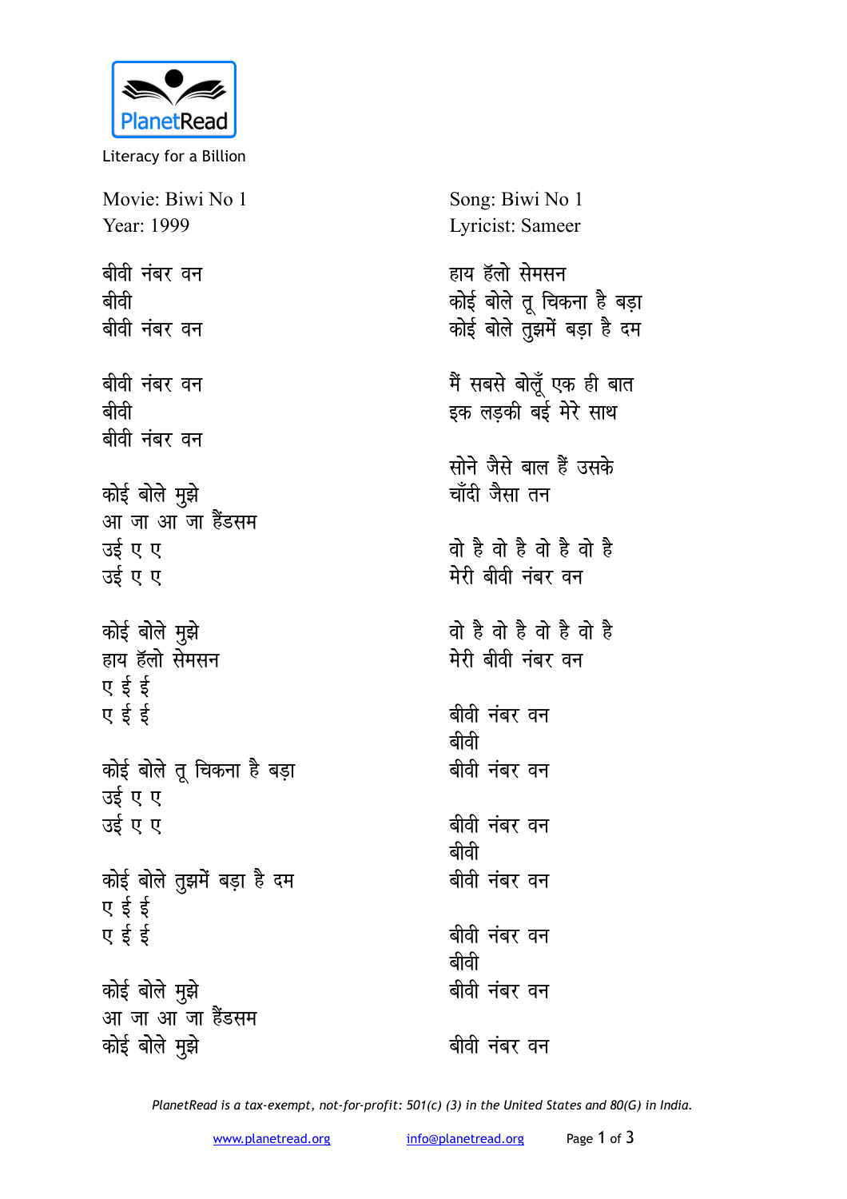PlanetRead

Literacy for a Billion

Movie: Biwi No 1
Year: 1999

Song: Biwi No 1
Lyricist: Sameer

बीवी नंबर वन
बीवी
बीवी नंबर वन

बीवी नंबर वन
बीवी
बीवी नंबर वन

कोई बोले मुझे
आ जा आ जा हैंडसम
उई ए ए
उई ए ए

कोई बोले मुझे
हाय हॅलो सेमसन
ए ई ई
ए ई ई

कोई बोले तू चिकना है बड़ा
उई ए ए
उई ए ए

कोई बोले तुझमें बड़ा है दम
ए ई ई
ए ई ई

कोई बोले मुझे
आ जा आ जा हैंडसम
कोई बोले मुझे
हाय हॅलो सेमसन
कोई बोले तू चिकना है बड़ा
कोई बोले तुझमें बड़ा है दम

मैं सबसे बोलूँ एक ही बात
इक लड़की बई मेरे साथ

सोने जैसे बाल हैं उसके
चाँदी जैसा तन

वो है वो है वो है वो है
मेरी बीवी नंबर वन

वो है वो है वो है वो है
मेरी बीवी नंबर वन

बीवी नंबर वन
बीवी
बीवी नंबर वन

बीवी नंबर वन
बीवी
बीवी नंबर वन

बीवी नंबर वन
बीवी
बीवी नंबर वन

बीवी नंबर वन

*PlanetRead is a tax-exempt, not-for-profit: 501(c) (3) in the United States and 80(G) in India.*

www.planetread.org info@planetread.org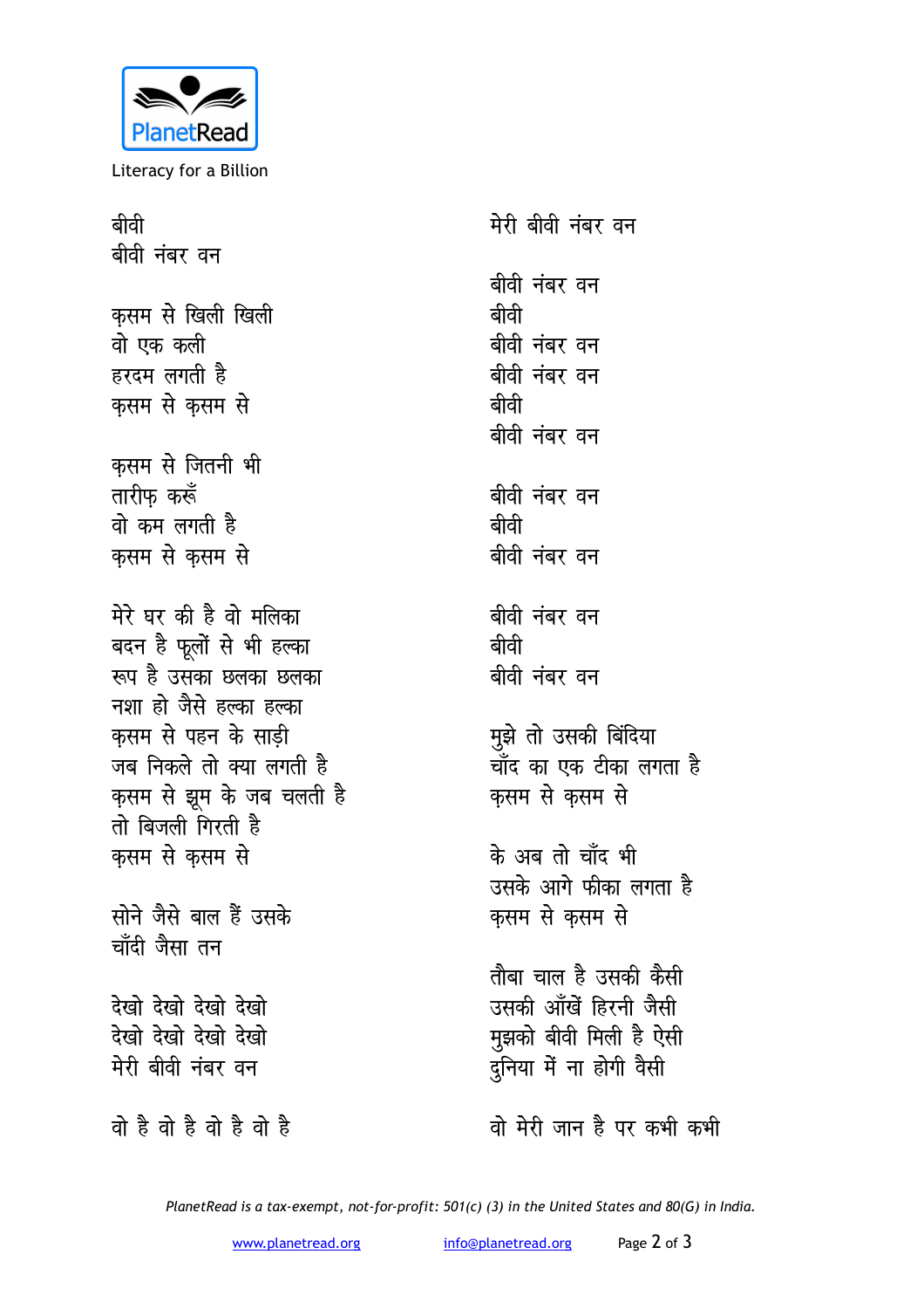बीवी
बीवी नंबर वन

क़सम से खिली खिली
वो एक कली
हरदम लगती है
क़सम से क़सम से

क़सम से जितनी भी
तारीफ़ करूँ
वो कम लगती है
क़सम से क़सम से

मेरे घर की है वो मलिका
बदन है फूलों से भी हल्का
रूप है उसका छलका छलका
नशा हो जैसे हल्का हल्का
क़सम से पहन के साड़ी
जब निकले तो क्या लगती है
क़सम से झूम के जब चलती है
तो बिजली गिरती है
क़सम से क़सम से

सोने जैसे बाल हैं उसके
चाँदी जैसा तन

देखो देखो देखो देखो
देखो देखो देखो देखो
मेरी बीवी नंबर वन

वो है वो है वो है वो है
मेरी बीवी नंबर वन

बीवी नंबर वन
बीवी
बीवी नंबर वन
बीवी नंबर वन
बीवी
बीवी नंबर वन

बीवी नंबर वन
बीवी
बीवी नंबर वन

बीवी नंबर वन
बीवी
बीवी नंबर वन

मुझे तो उसकी बिंदिया
चाँद का एक टीका लगता है
क़सम से क़सम से

के अब तो चाँद भी
उसके आगे फीका लगता है
क़सम से क़सम से

तौबा चाल है उसकी कैसी
उसकी आँखें हिरनी जैसी
मुझको बीवी मिली है ऐसी
दुनिया में ना होगी वैसी

वो मेरी जान है पर कभी कभी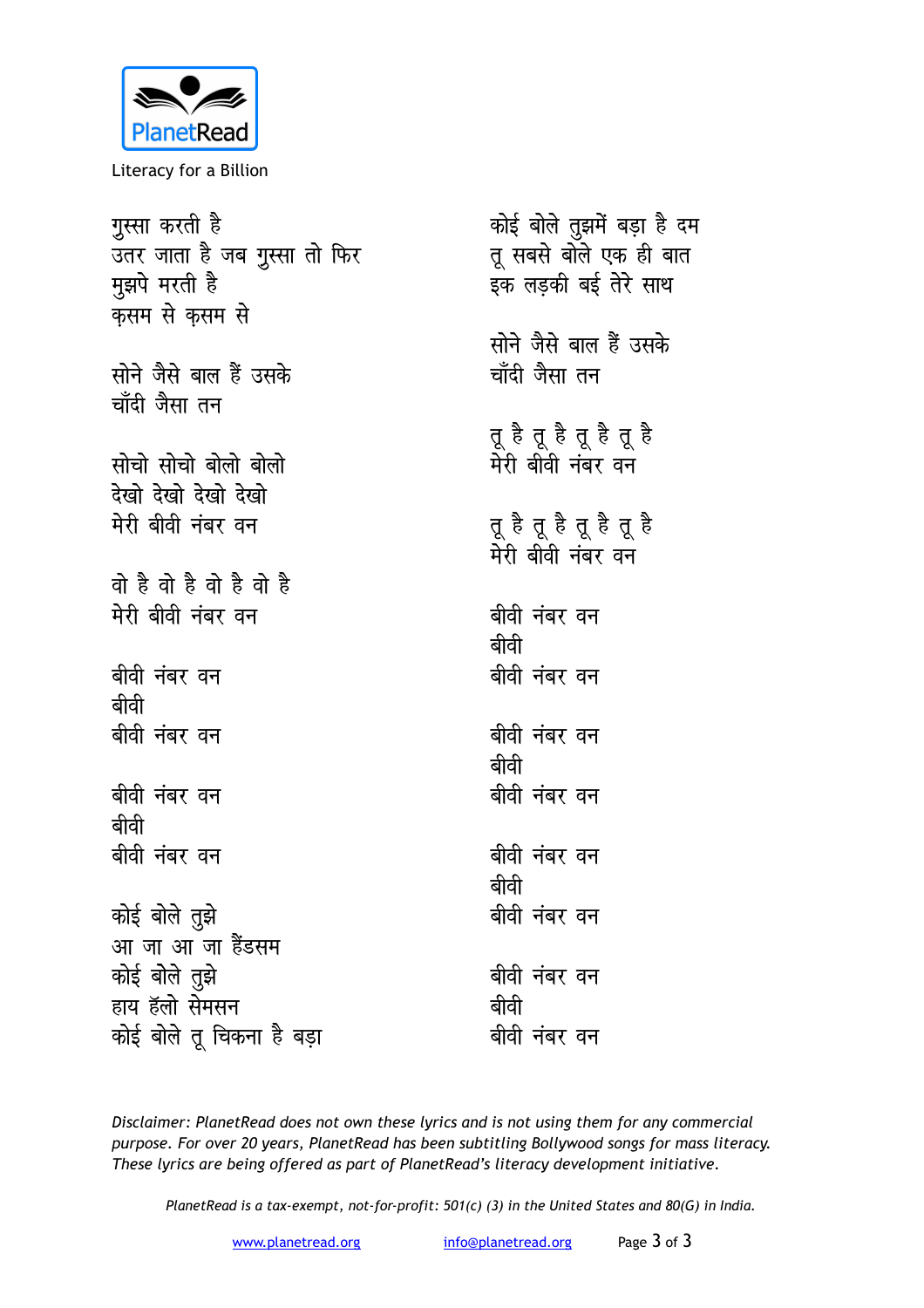PlanetRead

Literacy for a Billion

गुस्सा करती है  
उतर जाता है जब गुस्सा तो फिर  
मुझपे मरती है  
क़सम से क़सम से

सोने जैसे बाल हैं उसके  
चाँदी जैसा तन

सोचो सोचो बोलो बोलो  
देखो देखो देखो देखो  
मेरी बीवी नंबर वन

वो है वो है वो है वो है  
मेरी बीवी नंबर वन

बीवी नंबर वन  
बीवी  
बीवी नंबर वन

बीवी नंबर वन  
बीवी  
बीवी नंबर वन

कोई बोले तुझे  
आ जा आ जा हैंडसम  
कोई बोले तुझे  
हाय हॅलो सेमसन  
कोई बोले तू चिकना है बड़ा

कोई बोले तुझमें बड़ा है दम  
तू सबसे बोले एक ही बात  
इक लड़की बई तेरे साथ

सोने जैसे बाल हैं उसके  
चाँदी जैसा तन

तू है तू है तू है तू है  
मेरी बीवी नंबर वन

तू है तू है तू है तू है  
मेरी बीवी नंबर वन

बीवी नंबर वन  
बीवी  
बीवी नंबर वन

बीवी नंबर वन  
बीवी  
बीवी नंबर वन

बीवी नंबर वन  
बीवी  
बीवी नंबर वन

बीवी नंबर वन  
बीवी  
बीवी नंबर वन

*Disclaimer: PlanetRead does not own these lyrics and is not using them for any commercial purpose. For over 20 years, PlanetRead has been subtitling Bollywood songs for mass literacy. These lyrics are being offered as part of PlanetRead's literacy development initiative.*

*PlanetRead is a tax-exempt, not-for-profit: 501(c) (3) in the United States and 80(G) in India.*

www.planetread.org    info@planetread.org